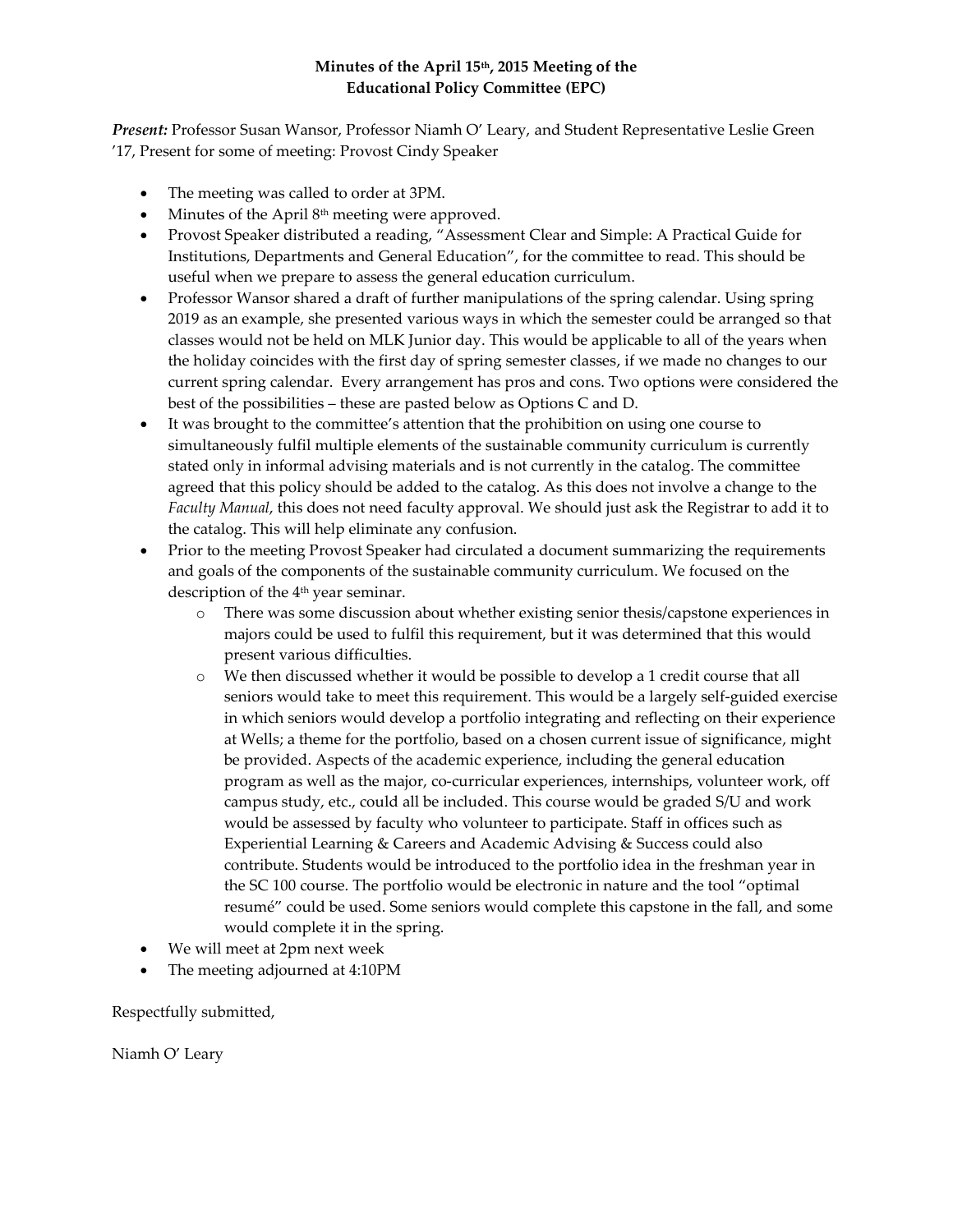**Minutes of the April 15th, 2015 Meeting of the Educational Policy Committee (EPC)**

***Present:*** Professor Susan Wansor, Professor Niamh O' Leary, and Student Representative Leslie Green '17, Present for some of meeting: Provost Cindy Speaker

- The meeting was called to order at 3PM.
- Minutes of the April 8th meeting were approved.
- Provost Speaker distributed a reading, "Assessment Clear and Simple: A Practical Guide for Institutions, Departments and General Education", for the committee to read. This should be useful when we prepare to assess the general education curriculum.
- Professor Wansor shared a draft of further manipulations of the spring calendar. Using spring 2019 as an example, she presented various ways in which the semester could be arranged so that classes would not be held on MLK Junior day. This would be applicable to all of the years when the holiday coincides with the first day of spring semester classes, if we made no changes to our current spring calendar. Every arrangement has pros and cons. Two options were considered the best of the possibilities – these are pasted below as Options C and D.
- It was brought to the committee's attention that the prohibition on using one course to simultaneously fulfil multiple elements of the sustainable community curriculum is currently stated only in informal advising materials and is not currently in the catalog. The committee agreed that this policy should be added to the catalog. As this does not involve a change to the *Faculty Manual*, this does not need faculty approval. We should just ask the Registrar to add it to the catalog. This will help eliminate any confusion.
- Prior to the meeting Provost Speaker had circulated a document summarizing the requirements and goals of the components of the sustainable community curriculum. We focused on the description of the 4th year seminar.
    - There was some discussion about whether existing senior thesis/capstone experiences in majors could be used to fulfil this requirement, but it was determined that this would present various difficulties.
    - We then discussed whether it would be possible to develop a 1 credit course that all seniors would take to meet this requirement. This would be a largely self-guided exercise in which seniors would develop a portfolio integrating and reflecting on their experience at Wells; a theme for the portfolio, based on a chosen current issue of significance, might be provided. Aspects of the academic experience, including the general education program as well as the major, co-curricular experiences, internships, volunteer work, off campus study, etc., could all be included. This course would be graded S/U and work would be assessed by faculty who volunteer to participate. Staff in offices such as Experiential Learning & Careers and Academic Advising & Success could also contribute. Students would be introduced to the portfolio idea in the freshman year in the SC 100 course. The portfolio would be electronic in nature and the tool "optimal resumé" could be used. Some seniors would complete this capstone in the fall, and some would complete it in the spring.
- We will meet at 2pm next week
- The meeting adjourned at 4:10PM

Respectfully submitted,

Niamh O' Leary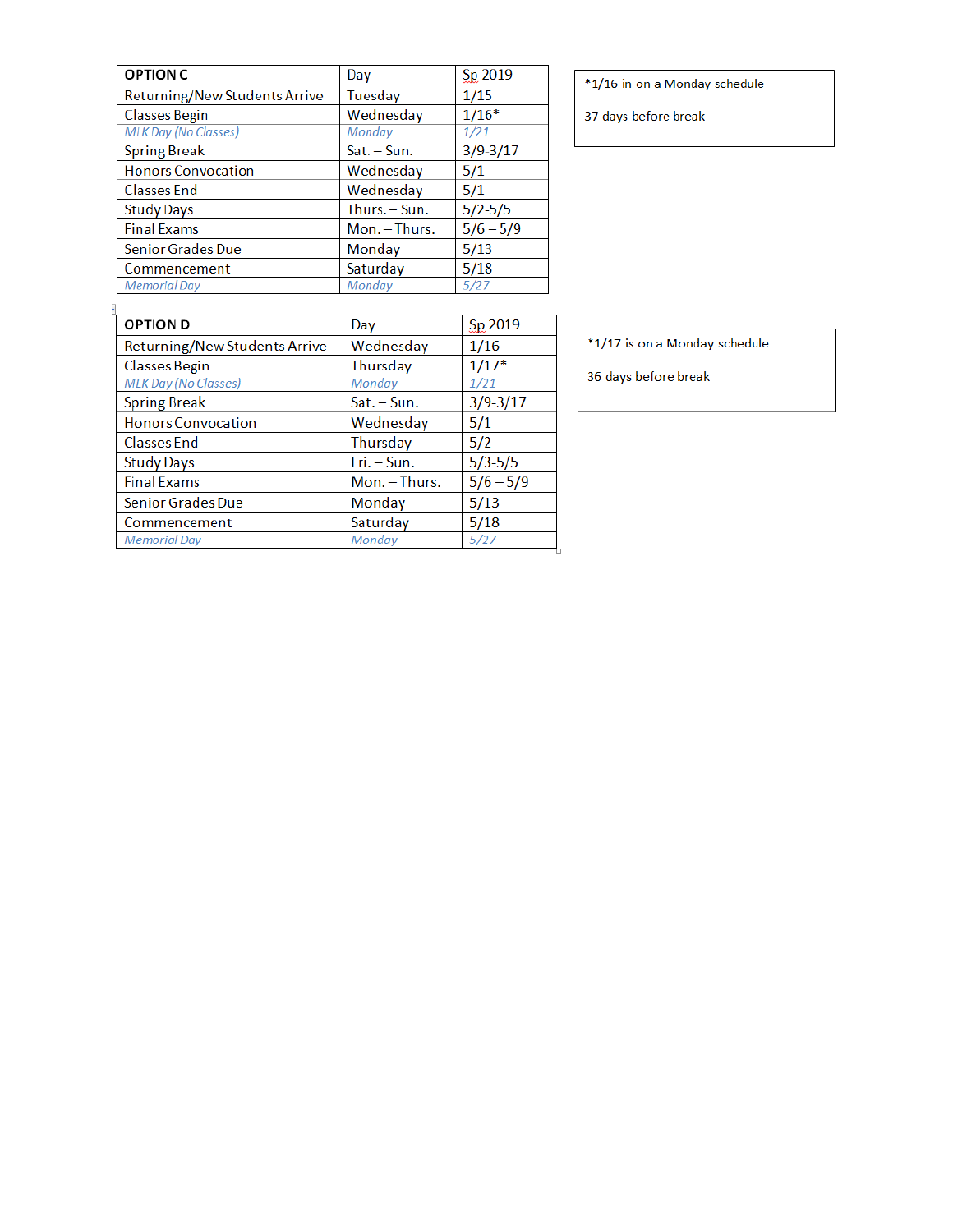| OPTION C | Day | Sp 2019 |
|---|---|---|
| Returning/New Students Arrive | Tuesday | 1/15 |
| Classes Begin | Wednesday | 1/16* |
| *MLK Day (No Classes)* | *Monday* | *1/21* |
| Spring Break | Sat. – Sun. | 3/9-3/17 |
| Honors Convocation | Wednesday | 5/1 |
| Classes End | Wednesday | 5/1 |
| Study Days | Thurs. – Sun. | 5/2-5/5 |
| Final Exams | Mon. – Thurs. | 5/6 – 5/9 |
| Senior Grades Due | Monday | 5/13 |
| Commencement | Saturday | 5/18 |
| *Memorial Day* | *Monday* | *5/27* |

*1/16 in on a Monday schedule

37 days before break

| OPTION D | Day | Sp 2019 |
|---|---|---|
| Returning/New Students Arrive | Wednesday | 1/16 |
| Classes Begin | Thursday | 1/17* |
| *MLK Day (No Classes)* | *Monday* | *1/21* |
| Spring Break | Sat. – Sun. | 3/9-3/17 |
| Honors Convocation | Wednesday | 5/1 |
| Classes End | Thursday | 5/2 |
| Study Days | Fri. – Sun. | 5/3-5/5 |
| Final Exams | Mon. – Thurs. | 5/6 – 5/9 |
| Senior Grades Due | Monday | 5/13 |
| Commencement | Saturday | 5/18 |
| *Memorial Day* | *Monday* | *5/27* |

*1/17 is on a Monday schedule

36 days before break